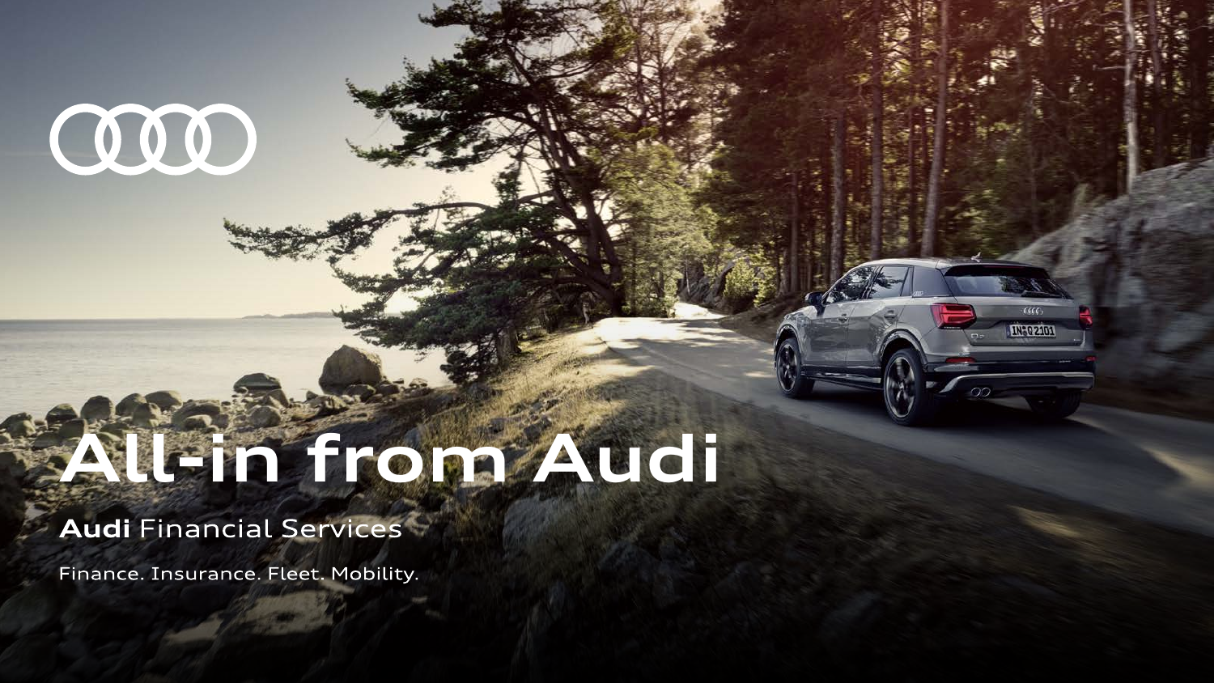# All-in from Audi

## **Audi** Financial Services

Finance. Insurance. Fleet. Mobility.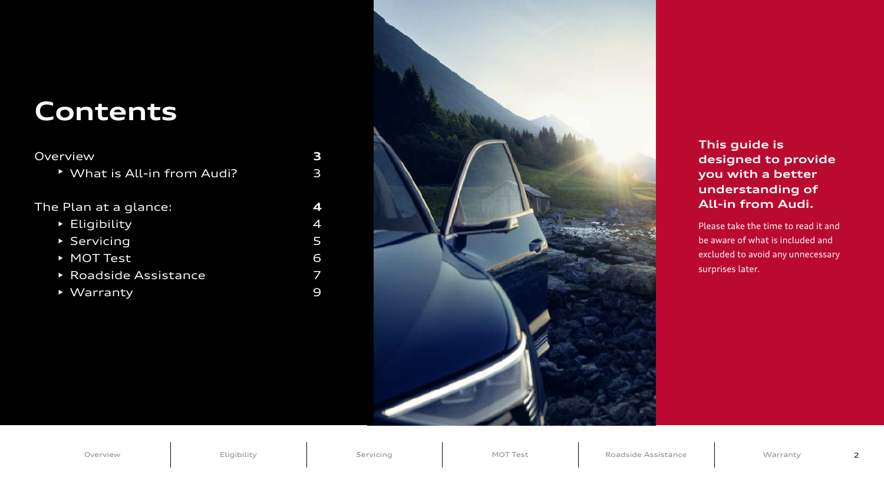# Contents

| | |
|---|---|
| **Overview** | **3** |
| ‣ What is All-in from Audi? | 3 |
| **The Plan at a glance:** | **4** |
| ‣ Eligibility | 4 |
| ‣ Servicing | 5 |
| ‣ MOT Test | 6 |
| ‣ Roadside Assistance | 7 |
| ‣ Warranty | 9 |

**This guide is designed to provide you with a better understanding of All-in from Audi.**

Please take the time to read it and be aware of what is included and excluded to avoid any unnecessary surprises later.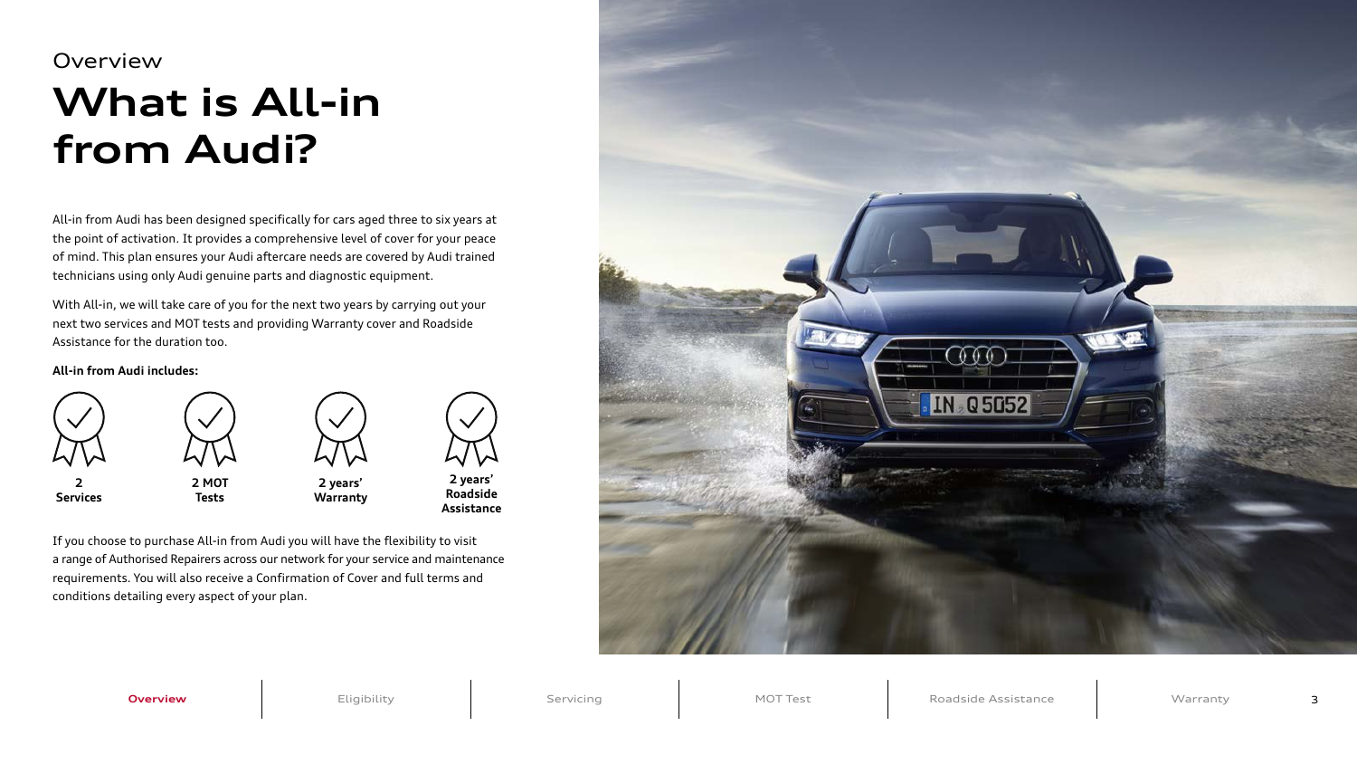Overview

# What is All-in from Audi?

All-in from Audi has been designed specifically for cars aged three to six years at the point of activation. It provides a comprehensive level of cover for your peace of mind. This plan ensures your Audi aftercare needs are covered by Audi trained technicians using only Audi genuine parts and diagnostic equipment.

With All-in, we will take care of you for the next two years by carrying out your next two services and MOT tests and providing Warranty cover and Roadside Assistance for the duration too.

**All-in from Audi includes:**

- **2 Services**
- **2 MOT Tests**
- **2 years' Warranty**
- **2 years' Roadside Assistance**

If you choose to purchase All-in from Audi you will have the flexibility to visit a range of Authorised Repairers across our network for your service and maintenance requirements. You will also receive a Confirmation of Cover and full terms and conditions detailing every aspect of your plan.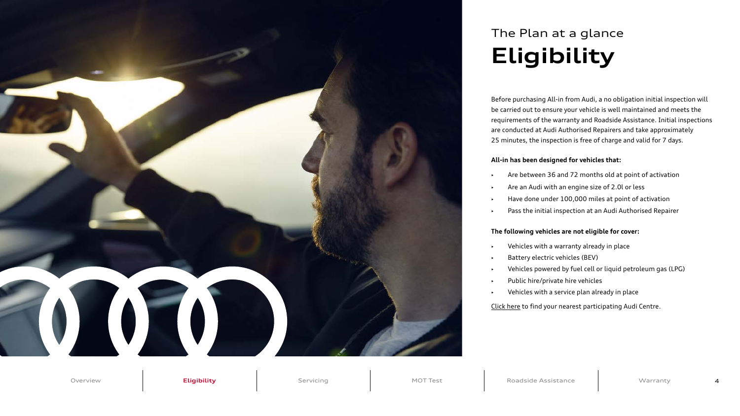The Plan at a glance

# Eligibility

Before purchasing All-in from Audi, a no obligation initial inspection will be carried out to ensure your vehicle is well maintained and meets the requirements of the warranty and Roadside Assistance. Initial inspections are conducted at Audi Authorised Repairers and take approximately 25 minutes, the inspection is free of charge and valid for 7 days.

**All-in has been designed for vehicles that:**

- Are between 36 and 72 months old at point of activation
- Are an Audi with an engine size of 2.0l or less
- Have done under 100,000 miles at point of activation
- Pass the initial inspection at an Audi Authorised Repairer

**The following vehicles are not eligible for cover:**

- Vehicles with a warranty already in place
- Battery electric vehicles (BEV)
- Vehicles powered by fuel cell or liquid petroleum gas (LPG)
- Public hire/private hire vehicles
- Vehicles with a service plan already in place

Click here to find your nearest participating Audi Centre.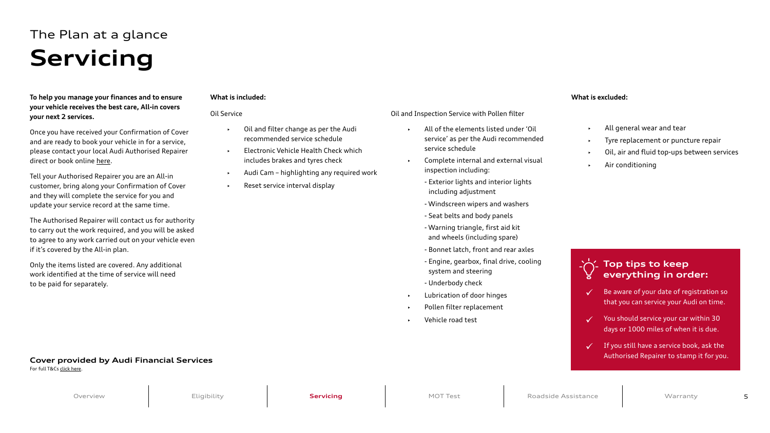The Plan at a glance

# Servicing

**To help you manage your finances and to ensure your vehicle receives the best care, All-in covers your next 2 services.**

Once you have received your Confirmation of Cover and are ready to book your vehicle in for a service, please contact your local Audi Authorised Repairer direct or book online here.

Tell your Authorised Repairer you are an All-in customer, bring along your Confirmation of Cover and they will complete the service for you and update your service record at the same time.

The Authorised Repairer will contact us for authority to carry out the work required, and you will be asked to agree to any work carried out on your vehicle even if it's covered by the All-in plan.

Only the items listed are covered. Any additional work identified at the time of service will need to be paid for separately.

**What is included:**

Oil Service

- Oil and filter change as per the Audi recommended service schedule
- Electronic Vehicle Health Check which includes brakes and tyres check
- Audi Cam – highlighting any required work
- Reset service interval display

Oil and Inspection Service with Pollen filter

- All of the elements listed under 'Oil service' as per the Audi recommended service schedule
- Complete internal and external visual inspection including:
  - Exterior lights and interior lights including adjustment
  - Windscreen wipers and washers
  - Seat belts and body panels
  - Warning triangle, first aid kit and wheels (including spare)
  - Bonnet latch, front and rear axles
  - Engine, gearbox, final drive, cooling system and steering
  - Underbody check
- Lubrication of door hinges
- Pollen filter replacement
- Vehicle road test

**What is excluded:**

- All general wear and tear
- Tyre replacement or puncture repair
- Oil, air and fluid top-ups between services
- Air conditioning

## Top tips to keep everything in order:

- ✓ Be aware of your date of registration so that you can service your Audi on time.
- ✓ You should service your car within 30 days or 1000 miles of when it is due.
- ✓ If you still have a service book, ask the Authorised Repairer to stamp it for you.

**Cover provided by Audi Financial Services**

For full T&Cs click here.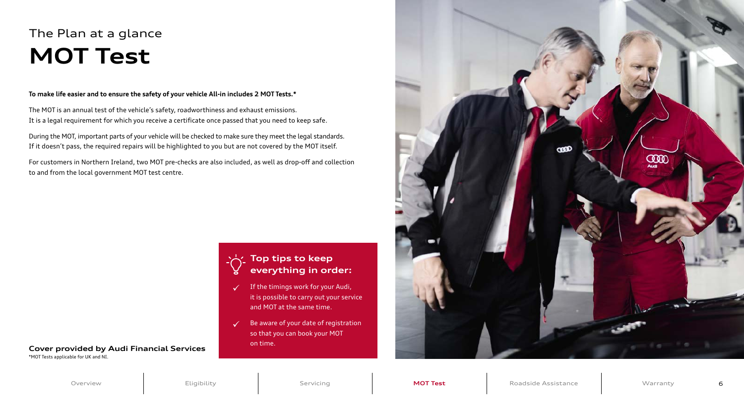The Plan at a glance

# MOT Test

**To make life easier and to ensure the safety of your vehicle All-in includes 2 MOT Tests.***

The MOT is an annual test of the vehicle's safety, roadworthiness and exhaust emissions.
It is a legal requirement for which you receive a certificate once passed that you need to keep safe.

During the MOT, important parts of your vehicle will be checked to make sure they meet the legal standards.
If it doesn't pass, the required repairs will be highlighted to you but are not covered by the MOT itself.

For customers in Northern Ireland, two MOT pre-checks are also included, as well as drop-off and collection to and from the local government MOT test centre.

### Top tips to keep everything in order:

- ✓ If the timings work for your Audi, it is possible to carry out your service and MOT at the same time.
- ✓ Be aware of your date of registration so that you can book your MOT on time.

**Cover provided by Audi Financial Services**

*MOT Tests applicable for UK and NI.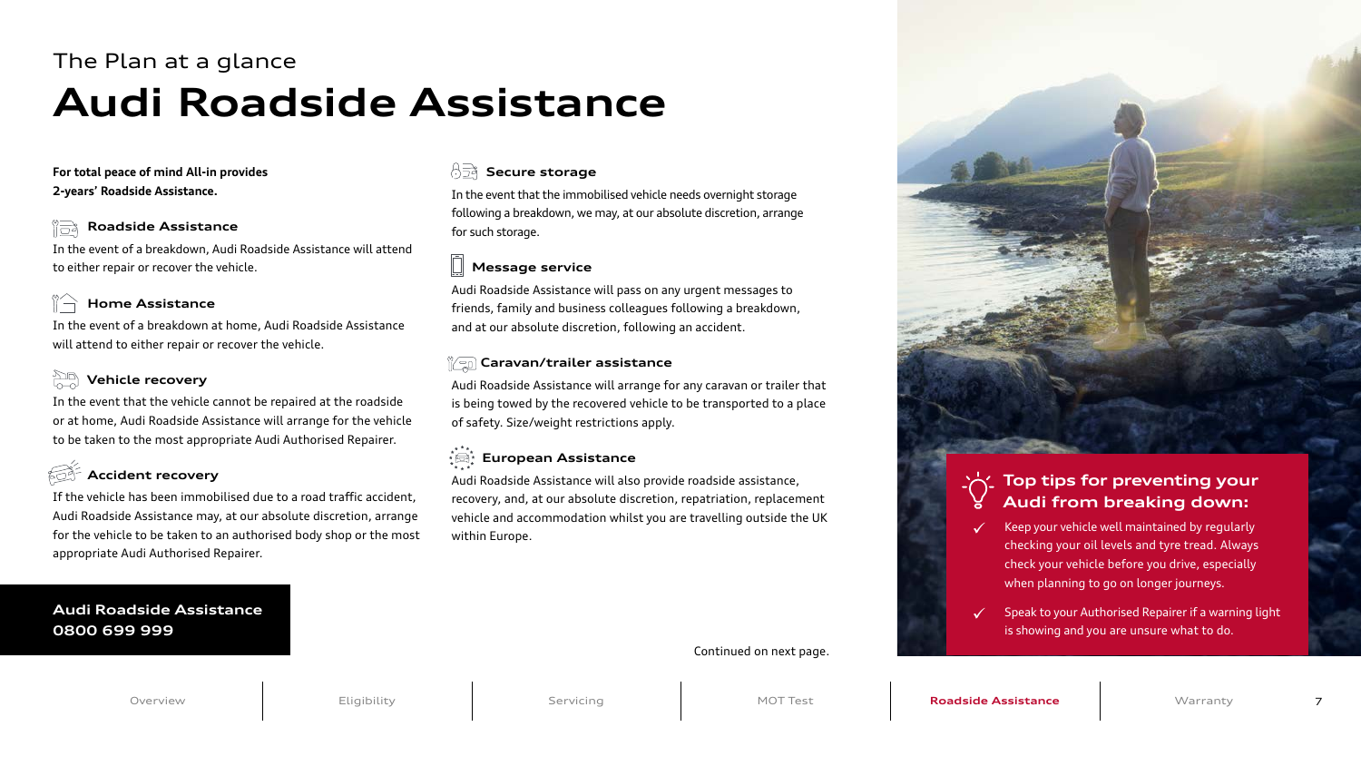The Plan at a glance

# Audi Roadside Assistance

**For total peace of mind All-in provides 2-years' Roadside Assistance.**

### Roadside Assistance

In the event of a breakdown, Audi Roadside Assistance will attend to either repair or recover the vehicle.

### Home Assistance

In the event of a breakdown at home, Audi Roadside Assistance will attend to either repair or recover the vehicle.

### Vehicle recovery

In the event that the vehicle cannot be repaired at the roadside or at home, Audi Roadside Assistance will arrange for the vehicle to be taken to the most appropriate Audi Authorised Repairer.

### Accident recovery

If the vehicle has been immobilised due to a road traffic accident, Audi Roadside Assistance may, at our absolute discretion, arrange for the vehicle to be taken to an authorised body shop or the most appropriate Audi Authorised Repairer.

**Audi Roadside Assistance**
**0800 699 999**

### Secure storage

In the event that the immobilised vehicle needs overnight storage following a breakdown, we may, at our absolute discretion, arrange for such storage.

### Message service

Audi Roadside Assistance will pass on any urgent messages to friends, family and business colleagues following a breakdown, and at our absolute discretion, following an accident.

### Caravan/trailer assistance

Audi Roadside Assistance will arrange for any caravan or trailer that is being towed by the recovered vehicle to be transported to a place of safety. Size/weight restrictions apply.

### European Assistance

Audi Roadside Assistance will also provide roadside assistance, recovery, and, at our absolute discretion, repatriation, replacement vehicle and accommodation whilst you are travelling outside the UK within Europe.

Continued on next page.

### Top tips for preventing your Audi from breaking down:

- ✓ Keep your vehicle well maintained by regularly checking your oil levels and tyre tread. Always check your vehicle before you drive, especially when planning to go on longer journeys.
- ✓ Speak to your Authorised Repairer if a warning light is showing and you are unsure what to do.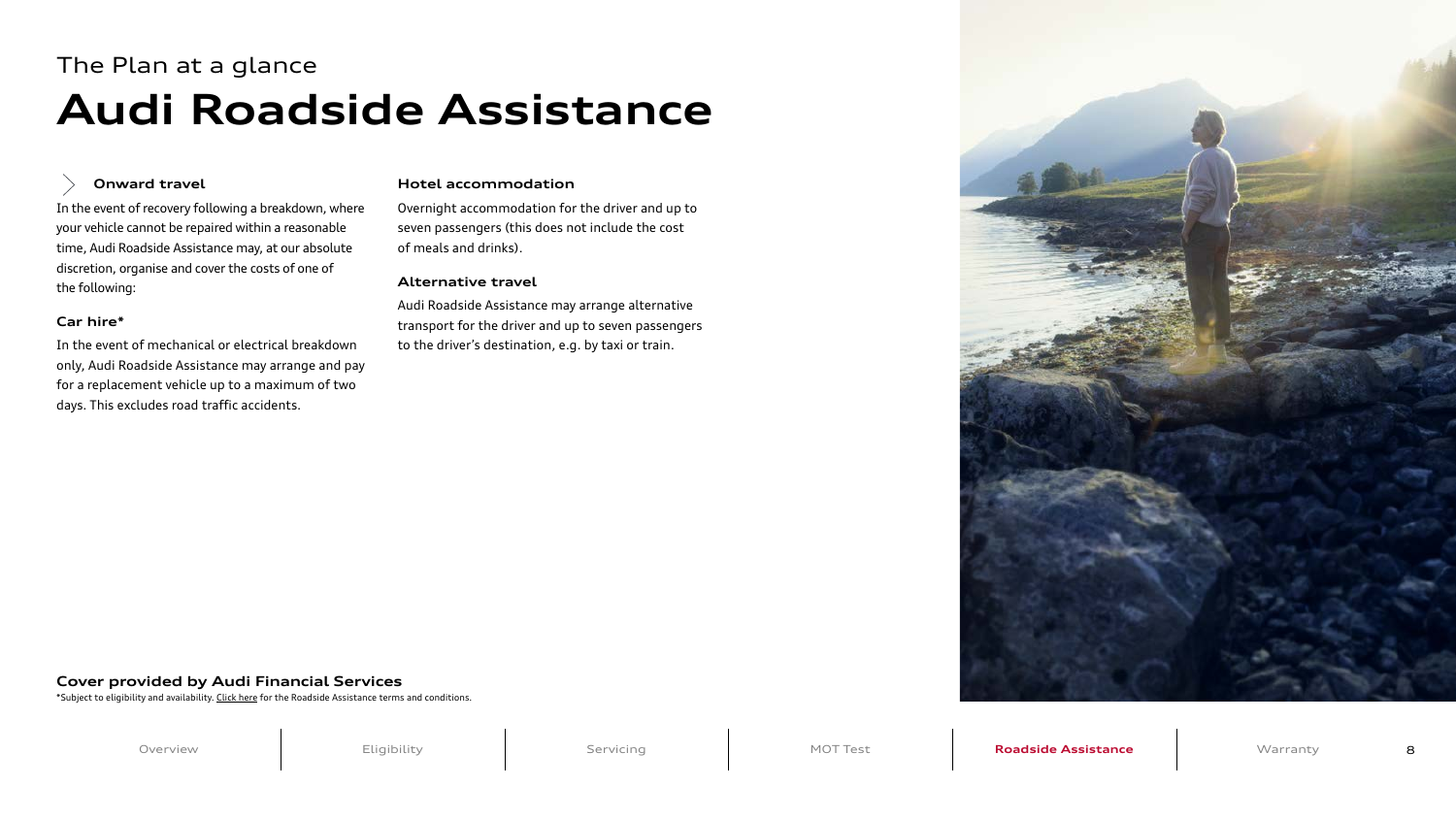The Plan at a glance

# Audi Roadside Assistance

### Onward travel

In the event of recovery following a breakdown, where your vehicle cannot be repaired within a reasonable time, Audi Roadside Assistance may, at our absolute discretion, organise and cover the costs of one of the following:

### Car hire*

In the event of mechanical or electrical breakdown only, Audi Roadside Assistance may arrange and pay for a replacement vehicle up to a maximum of two days. This excludes road traffic accidents.

### Hotel accommodation

Overnight accommodation for the driver and up to seven passengers (this does not include the cost of meals and drinks).

### Alternative travel

Audi Roadside Assistance may arrange alternative transport for the driver and up to seven passengers to the driver's destination, e.g. by taxi or train.

**Cover provided by Audi Financial Services**

*Subject to eligibility and availability. Click here for the Roadside Assistance terms and conditions.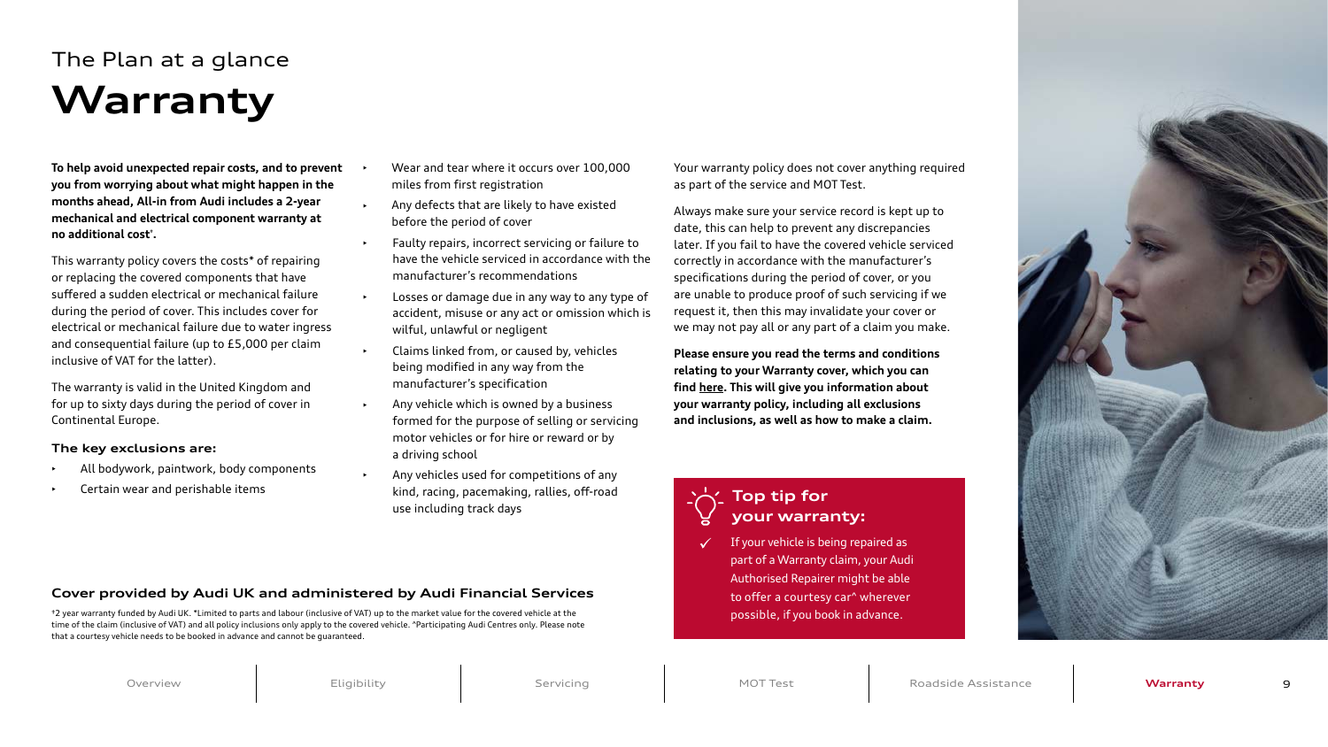## The Plan at a glance

# Warranty

**To help avoid unexpected repair costs, and to prevent you from worrying about what might happen in the months ahead, All-in from Audi includes a 2-year mechanical and electrical component warranty at no additional cost[†].**

This warranty policy covers the costs* of repairing or replacing the covered components that have suffered a sudden electrical or mechanical failure during the period of cover. This includes cover for electrical or mechanical failure due to water ingress and consequential failure (up to £5,000 per claim inclusive of VAT for the latter).

The warranty is valid in the United Kingdom and for up to sixty days during the period of cover in Continental Europe.

### The key exclusions are:

- All bodywork, paintwork, body components
- Certain wear and perishable items
- Wear and tear where it occurs over 100,000 miles from first registration
- Any defects that are likely to have existed before the period of cover
- Faulty repairs, incorrect servicing or failure to have the vehicle serviced in accordance with the manufacturer's recommendations
- Losses or damage due in any way to any type of accident, misuse or any act or omission which is wilful, unlawful or negligent
- Claims linked from, or caused by, vehicles being modified in any way from the manufacturer's specification
- Any vehicle which is owned by a business formed for the purpose of selling or servicing motor vehicles or for hire or reward or by a driving school
- Any vehicles used for competitions of any kind, racing, pacemaking, rallies, off-road use including track days

Your warranty policy does not cover anything required as part of the service and MOT Test.

Always make sure your service record is kept up to date, this can help to prevent any discrepancies later. If you fail to have the covered vehicle serviced correctly in accordance with the manufacturer's specifications during the period of cover, or you are unable to produce proof of such servicing if we request it, then this may invalidate your cover or we may not pay all or any part of a claim you make.

**Please ensure you read the terms and conditions relating to your Warranty cover, which you can find here. This will give you information about your warranty policy, including all exclusions and inclusions, as well as how to make a claim.**

### Top tip for your warranty:

✓ If your vehicle is being repaired as part of a Warranty claim, your Audi Authorised Repairer might be able to offer a courtesy car^ wherever possible, if you book in advance.

### Cover provided by Audi UK and administered by Audi Financial Services

†2 year warranty funded by Audi UK. *Limited to parts and labour (inclusive of VAT) up to the market value for the covered vehicle at the time of the claim (inclusive of VAT) and all policy inclusions only apply to the covered vehicle. ^Participating Audi Centres only. Please note that a courtesy vehicle needs to be booked in advance and cannot be guaranteed.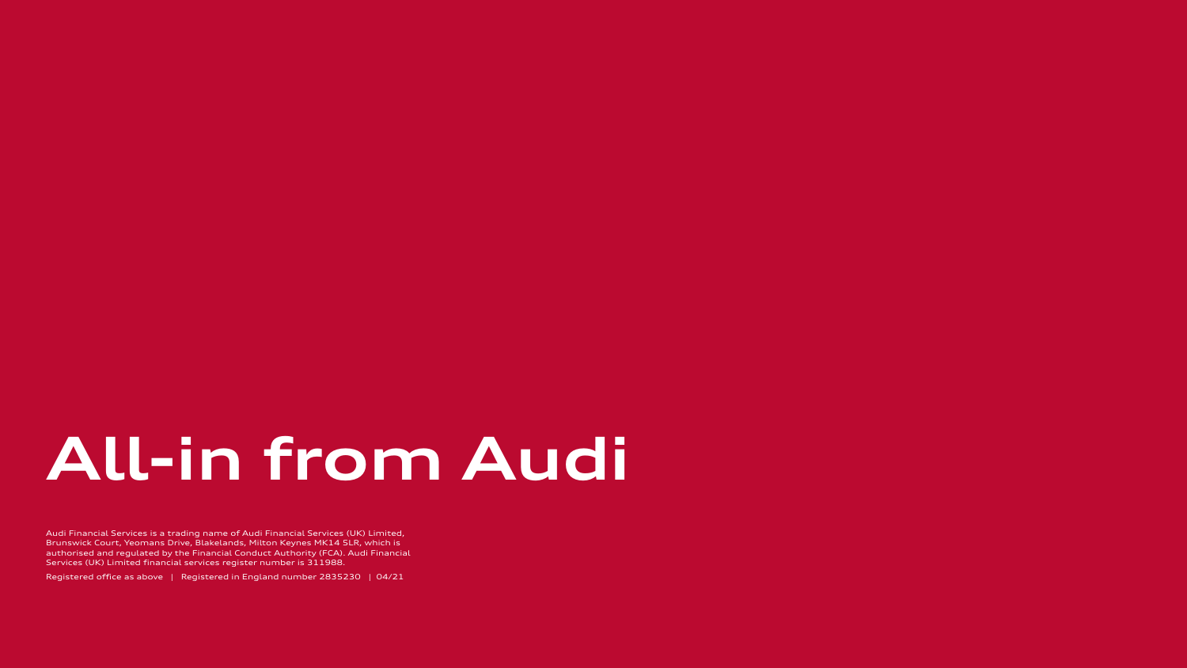# All-in from Audi

Audi Financial Services is a trading name of Audi Financial Services (UK) Limited, Brunswick Court, Yeomans Drive, Blakelands, Milton Keynes MK14 5LR, which is authorised and regulated by the Financial Conduct Authority (FCA). Audi Financial Services (UK) Limited financial services register number is 311988.

Registered office as above | Registered in England number 2835230 | 04/21